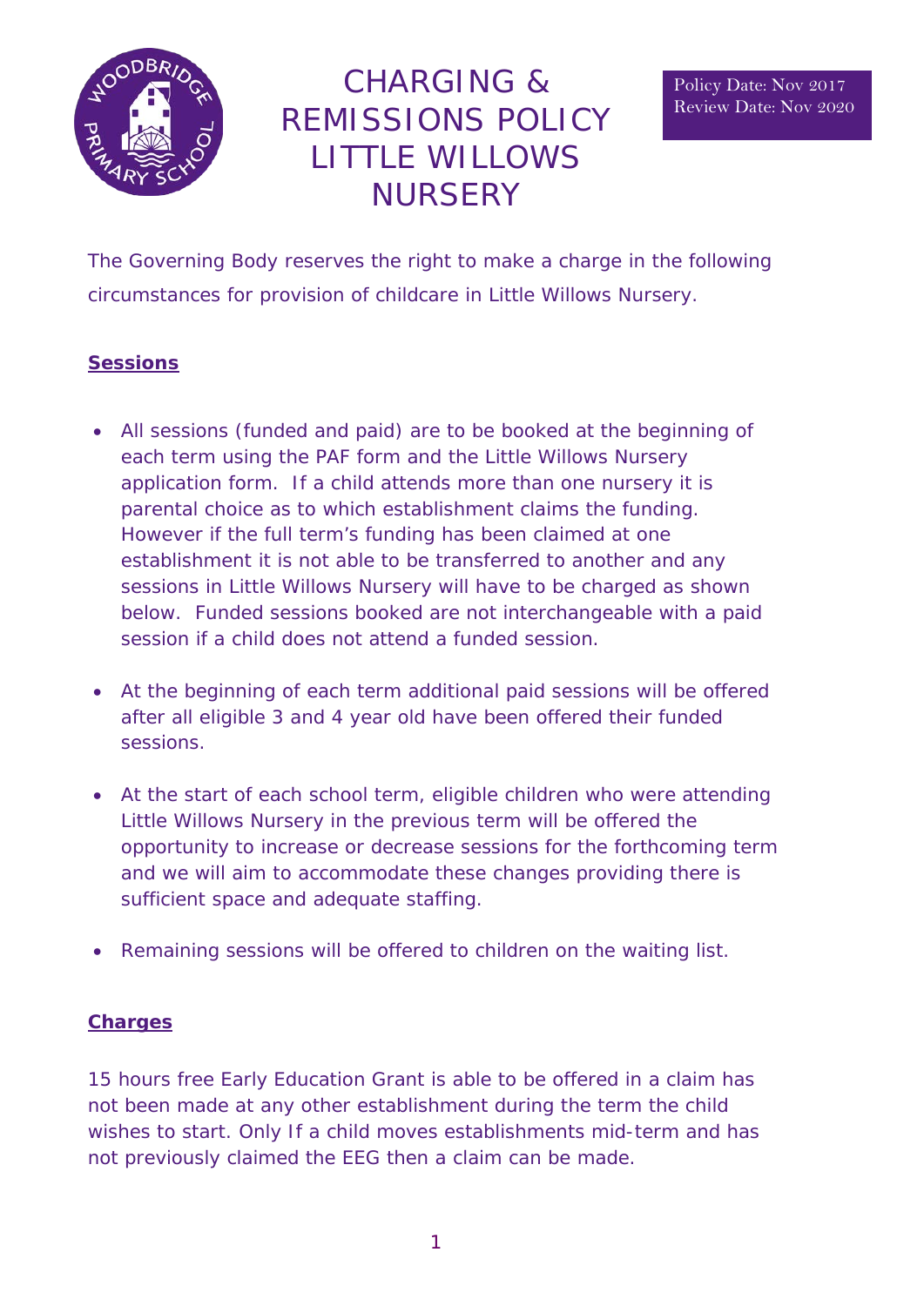# CHARGING & REMISSIONS POLICY LITTLE WILLOWS NURSERY

Policy Date: Nov 2017
Review Date: Nov 2020

The Governing Body reserves the right to make a charge in the following circumstances for provision of childcare in Little Willows Nursery.

## Sessions

- All sessions (funded and paid) are to be booked at the beginning of each term using the PAF form and the Little Willows Nursery application form. If a child attends more than one nursery it is parental choice as to which establishment claims the funding. However if the full term's funding has been claimed at one establishment it is not able to be transferred to another and any sessions in Little Willows Nursery will have to be charged as shown below. Funded sessions booked are not interchangeable with a paid session if a child does not attend a funded session.

- At the beginning of each term additional paid sessions will be offered after all eligible 3 and 4 year old have been offered their funded sessions.

- At the start of each school term, eligible children who were attending Little Willows Nursery in the previous term will be offered the opportunity to increase or decrease sessions for the forthcoming term and we will aim to accommodate these changes providing there is sufficient space and adequate staffing.

- Remaining sessions will be offered to children on the waiting list.

## Charges

15 hours free Early Education Grant is able to be offered in a claim has not been made at any other establishment during the term the child wishes to start. Only If a child moves establishments mid-term and has not previously claimed the EEG then a claim can be made.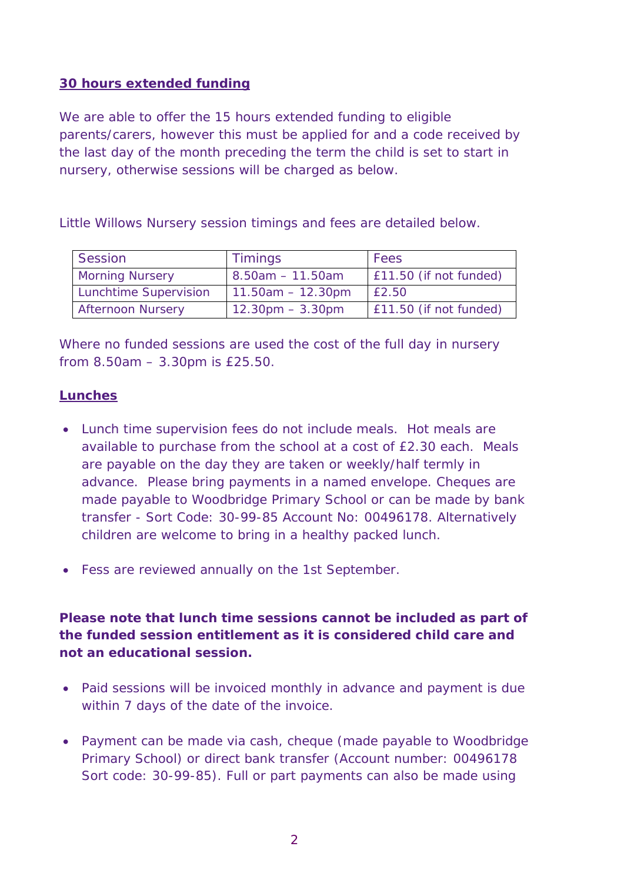**30 hours extended funding**

We are able to offer the 15 hours extended funding to eligible parents/carers, however this must be applied for and a code received by the last day of the month preceding the term the child is set to start in nursery, otherwise sessions will be charged as below.

Little Willows Nursery session timings and fees are detailed below.

| Session | Timings | Fees |
|---|---|---|
| Morning Nursery | 8.50am – 11.50am | £11.50 (if not funded) |
| Lunchtime Supervision | 11.50am – 12.30pm | £2.50 |
| Afternoon Nursery | 12.30pm – 3.30pm | £11.50 (if not funded) |

Where no funded sessions are used the cost of the full day in nursery from 8.50am – 3.30pm is £25.50.

**Lunches**

- Lunch time supervision fees do not include meals. Hot meals are available to purchase from the school at a cost of £2.30 each. Meals are payable on the day they are taken or weekly/half termly in advance. Please bring payments in a named envelope. Cheques are made payable to Woodbridge Primary School or can be made by bank transfer - Sort Code: 30-99-85 Account No: 00496178. Alternatively children are welcome to bring in a healthy packed lunch.

- Fess are reviewed annually on the 1st September.

**Please note that lunch time sessions cannot be included as part of the funded session entitlement as it is considered child care and not an educational session.**

- Paid sessions will be invoiced monthly in advance and payment is due within 7 days of the date of the invoice.

- Payment can be made via cash, cheque (made payable to Woodbridge Primary School) or direct bank transfer (Account number: 00496178 Sort code: 30-99-85). Full or part payments can also be made using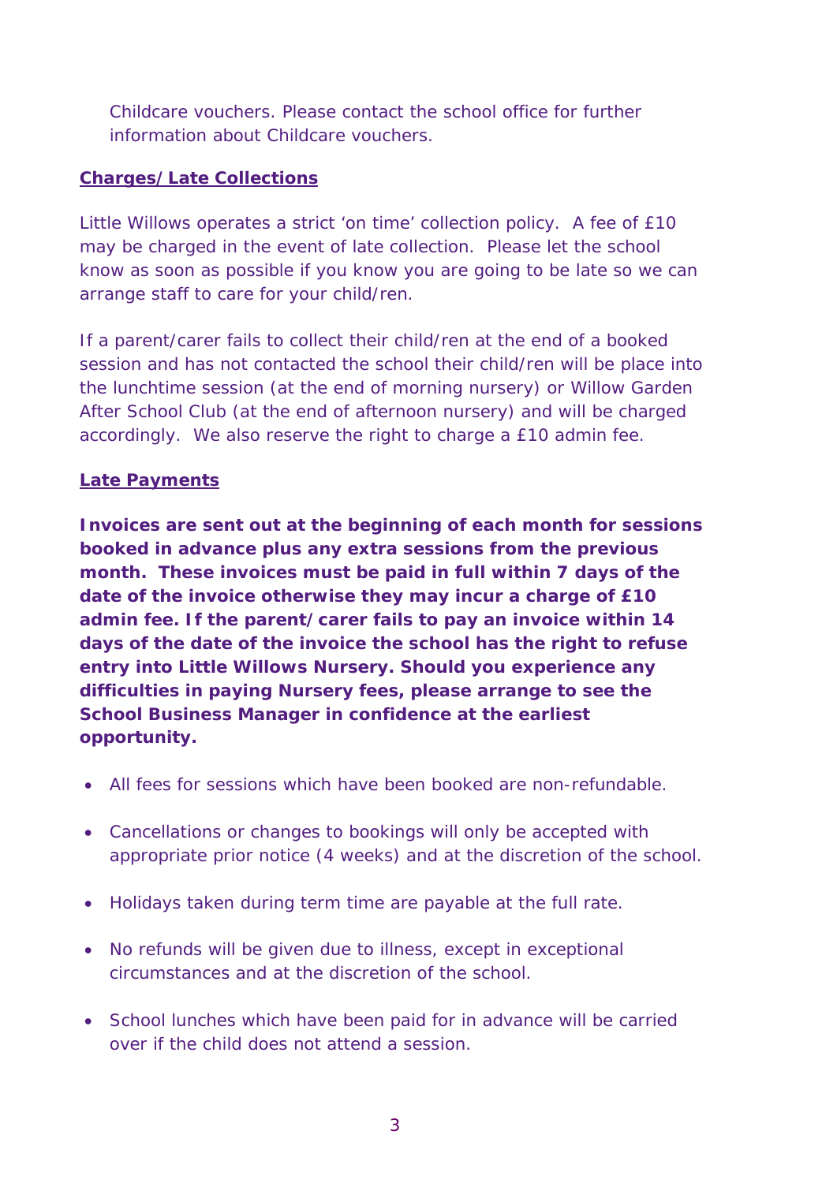Childcare vouchers. Please contact the school office for further information about Childcare vouchers.

**Charges/Late Collections**

Little Willows operates a strict 'on time' collection policy. A fee of £10 may be charged in the event of late collection. Please let the school know as soon as possible if you know you are going to be late so we can arrange staff to care for your child/ren.

If a parent/carer fails to collect their child/ren at the end of a booked session and has not contacted the school their child/ren will be place into the lunchtime session (at the end of morning nursery) or Willow Garden After School Club (at the end of afternoon nursery) and will be charged accordingly. We also reserve the right to charge a £10 admin fee.

**Late Payments**

**Invoices are sent out at the beginning of each month for sessions booked in advance plus any extra sessions from the previous month. These invoices must be paid in full within 7 days of the date of the invoice otherwise they may incur a charge of £10 admin fee. If the parent/carer fails to pay an invoice within 14 days of the date of the invoice the school has the right to refuse entry into Little Willows Nursery. Should you experience any difficulties in paying Nursery fees, please arrange to see the School Business Manager in confidence at the earliest opportunity.**

- All fees for sessions which have been booked are non-refundable.
- Cancellations or changes to bookings will only be accepted with appropriate prior notice (4 weeks) and at the discretion of the school.
- Holidays taken during term time are payable at the full rate.
- No refunds will be given due to illness, except in exceptional circumstances and at the discretion of the school.
- School lunches which have been paid for in advance will be carried over if the child does not attend a session.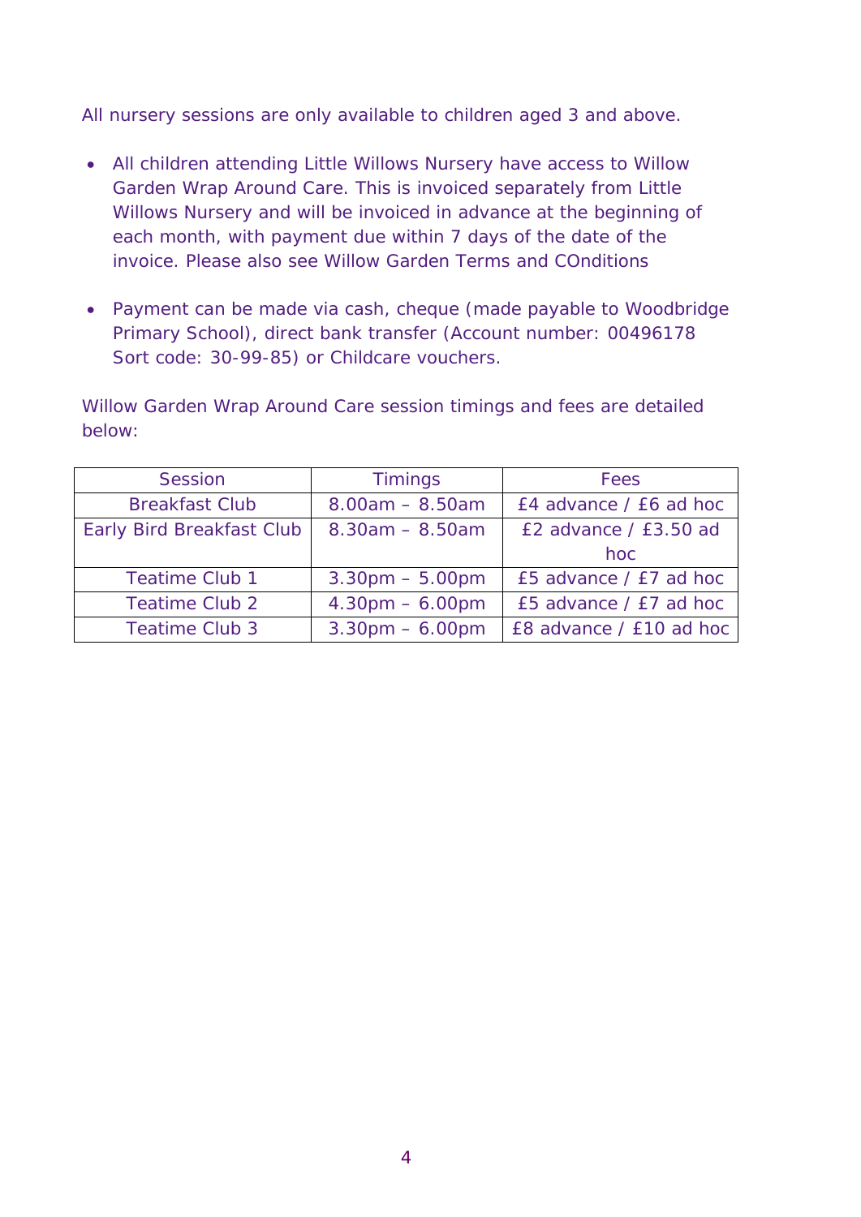All nursery sessions are only available to children aged 3 and above.

- All children attending Little Willows Nursery have access to Willow Garden Wrap Around Care. This is invoiced separately from Little Willows Nursery and will be invoiced in advance at the beginning of each month, with payment due within 7 days of the date of the invoice. Please also see Willow Garden Terms and COnditions

- Payment can be made via cash, cheque (made payable to Woodbridge Primary School), direct bank transfer (Account number: 00496178 Sort code: 30-99-85) or Childcare vouchers.

Willow Garden Wrap Around Care session timings and fees are detailed below:

| Session | Timings | Fees |
|---|---|---|
| Breakfast Club | 8.00am – 8.50am | £4 advance / £6 ad hoc |
| Early Bird Breakfast Club | 8.30am – 8.50am | £2 advance / £3.50 ad hoc |
| Teatime Club 1 | 3.30pm – 5.00pm | £5 advance / £7 ad hoc |
| Teatime Club 2 | 4.30pm – 6.00pm | £5 advance / £7 ad hoc |
| Teatime Club 3 | 3.30pm – 6.00pm | £8 advance / £10 ad hoc |